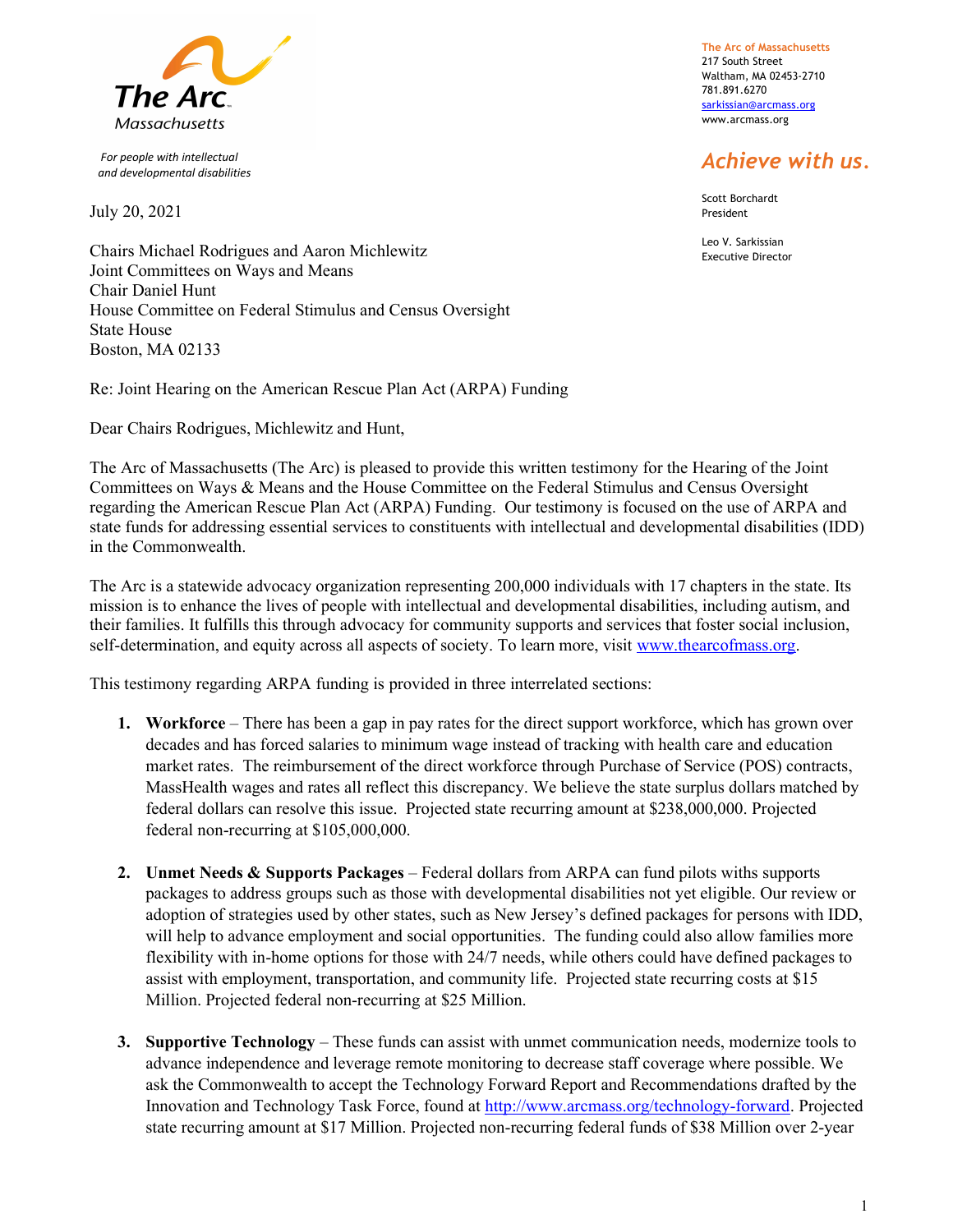The Arc Massachusetts

*For people with intellectual and developmental disabilities*

**The Arc of Massachusetts**
217 South Street
Waltham, MA 02453-2710
781.891.6270
sarkissian@arcmass.org
www.arcmass.org

*Achieve with us.*

Scott Borchardt
President

Leo V. Sarkissian
Executive Director

July 20, 2021

Chairs Michael Rodrigues and Aaron Michlewitz
Joint Committees on Ways and Means
Chair Daniel Hunt
House Committee on Federal Stimulus and Census Oversight
State House
Boston, MA 02133

Re: Joint Hearing on the American Rescue Plan Act (ARPA) Funding

Dear Chairs Rodrigues, Michlewitz and Hunt,

The Arc of Massachusetts (The Arc) is pleased to provide this written testimony for the Hearing of the Joint Committees on Ways & Means and the House Committee on the Federal Stimulus and Census Oversight regarding the American Rescue Plan Act (ARPA) Funding. Our testimony is focused on the use of ARPA and state funds for addressing essential services to constituents with intellectual and developmental disabilities (IDD) in the Commonwealth.

The Arc is a statewide advocacy organization representing 200,000 individuals with 17 chapters in the state. Its mission is to enhance the lives of people with intellectual and developmental disabilities, including autism, and their families. It fulfills this through advocacy for community supports and services that foster social inclusion, self-determination, and equity across all aspects of society. To learn more, visit www.thearcofmass.org.

This testimony regarding ARPA funding is provided in three interrelated sections:

1. **Workforce** – There has been a gap in pay rates for the direct support workforce, which has grown over decades and has forced salaries to minimum wage instead of tracking with health care and education market rates. The reimbursement of the direct workforce through Purchase of Service (POS) contracts, MassHealth wages and rates all reflect this discrepancy. We believe the state surplus dollars matched by federal dollars can resolve this issue. Projected state recurring amount at $238,000,000. Projected federal non-recurring at $105,000,000.

2. **Unmet Needs & Supports Packages** – Federal dollars from ARPA can fund pilots withs supports packages to address groups such as those with developmental disabilities not yet eligible. Our review or adoption of strategies used by other states, such as New Jersey's defined packages for persons with IDD, will help to advance employment and social opportunities. The funding could also allow families more flexibility with in-home options for those with 24/7 needs, while others could have defined packages to assist with employment, transportation, and community life. Projected state recurring costs at $15 Million. Projected federal non-recurring at $25 Million.

3. **Supportive Technology** – These funds can assist with unmet communication needs, modernize tools to advance independence and leverage remote monitoring to decrease staff coverage where possible. We ask the Commonwealth to accept the Technology Forward Report and Recommendations drafted by the Innovation and Technology Task Force, found at http://www.arcmass.org/technology-forward. Projected state recurring amount at $17 Million. Projected non-recurring federal funds of $38 Million over 2-year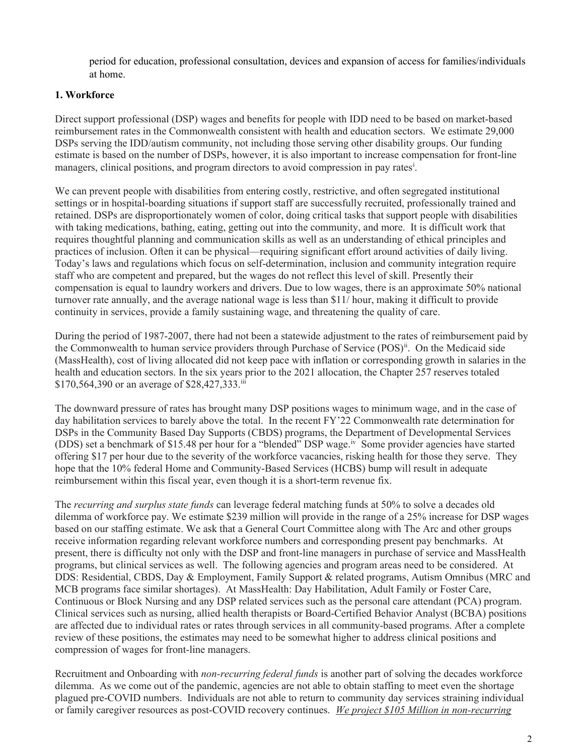period for education, professional consultation, devices and expansion of access for families/individuals at home.

## 1. Workforce

Direct support professional (DSP) wages and benefits for people with IDD need to be based on market-based reimbursement rates in the Commonwealth consistent with health and education sectors. We estimate 29,000 DSPs serving the IDD/autism community, not including those serving other disability groups. Our funding estimate is based on the number of DSPs, however, it is also important to increase compensation for front-line managers, clinical positions, and program directors to avoid compression in pay rates[i].

We can prevent people with disabilities from entering costly, restrictive, and often segregated institutional settings or in hospital-boarding situations if support staff are successfully recruited, professionally trained and retained. DSPs are disproportionately women of color, doing critical tasks that support people with disabilities with taking medications, bathing, eating, getting out into the community, and more. It is difficult work that requires thoughtful planning and communication skills as well as an understanding of ethical principles and practices of inclusion. Often it can be physical—requiring significant effort around activities of daily living. Today's laws and regulations which focus on self-determination, inclusion and community integration require staff who are competent and prepared, but the wages do not reflect this level of skill. Presently their compensation is equal to laundry workers and drivers. Due to low wages, there is an approximate 50% national turnover rate annually, and the average national wage is less than $11/ hour, making it difficult to provide continuity in services, provide a family sustaining wage, and threatening the quality of care.

During the period of 1987-2007, there had not been a statewide adjustment to the rates of reimbursement paid by the Commonwealth to human service providers through Purchase of Service (POS)[ii]. On the Medicaid side (MassHealth), cost of living allocated did not keep pace with inflation or corresponding growth in salaries in the health and education sectors. In the six years prior to the 2021 allocation, the Chapter 257 reserves totaled $170,564,390 or an average of $28,427,333.[iii]

The downward pressure of rates has brought many DSP positions wages to minimum wage, and in the case of day habilitation services to barely above the total. In the recent FY'22 Commonwealth rate determination for DSPs in the Community Based Day Supports (CBDS) programs, the Department of Developmental Services (DDS) set a benchmark of $15.48 per hour for a "blended" DSP wage.[iv] Some provider agencies have started offering $17 per hour due to the severity of the workforce vacancies, risking health for those they serve. They hope that the 10% federal Home and Community-Based Services (HCBS) bump will result in adequate reimbursement within this fiscal year, even though it is a short-term revenue fix.

The *recurring and surplus state funds* can leverage federal matching funds at 50% to solve a decades old dilemma of workforce pay. We estimate $239 million will provide in the range of a 25% increase for DSP wages based on our staffing estimate. We ask that a General Court Committee along with The Arc and other groups receive information regarding relevant workforce numbers and corresponding present pay benchmarks. At present, there is difficulty not only with the DSP and front-line managers in purchase of service and MassHealth programs, but clinical services as well. The following agencies and program areas need to be considered. At DDS: Residential, CBDS, Day & Employment, Family Support & related programs, Autism Omnibus (MRC and MCB programs face similar shortages). At MassHealth: Day Habilitation, Adult Family or Foster Care, Continuous or Block Nursing and any DSP related services such as the personal care attendant (PCA) program. Clinical services such as nursing, allied health therapists or Board-Certified Behavior Analyst (BCBA) positions are affected due to individual rates or rates through services in all community-based programs. After a complete review of these positions, the estimates may need to be somewhat higher to address clinical positions and compression of wages for front-line managers.

Recruitment and Onboarding with *non-recurring federal funds* is another part of solving the decades workforce dilemma. As we come out of the pandemic, agencies are not able to obtain staffing to meet even the shortage plagued pre-COVID numbers. Individuals are not able to return to community day services straining individual or family caregiver resources as post-COVID recovery continues. *We project $105 Million in non-recurring*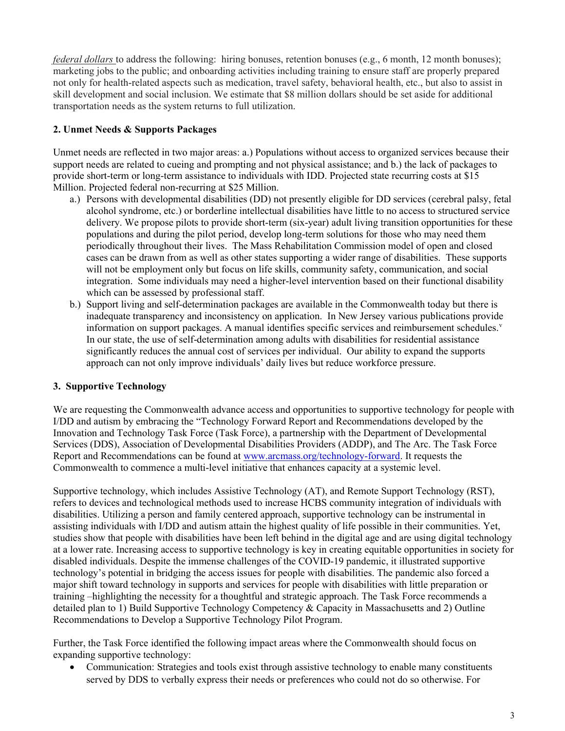*federal dollars* to address the following: hiring bonuses, retention bonuses (e.g., 6 month, 12 month bonuses); marketing jobs to the public; and onboarding activities including training to ensure staff are properly prepared not only for health-related aspects such as medication, travel safety, behavioral health, etc., but also to assist in skill development and social inclusion. We estimate that $8 million dollars should be set aside for additional transportation needs as the system returns to full utilization.

**2. Unmet Needs & Supports Packages**

Unmet needs are reflected in two major areas: a.) Populations without access to organized services because their support needs are related to cueing and prompting and not physical assistance; and b.) the lack of packages to provide short-term or long-term assistance to individuals with IDD. Projected state recurring costs at $15 Million. Projected federal non-recurring at $25 Million.

a.) Persons with developmental disabilities (DD) not presently eligible for DD services (cerebral palsy, fetal alcohol syndrome, etc.) or borderline intellectual disabilities have little to no access to structured service delivery. We propose pilots to provide short-term (six-year) adult living transition opportunities for these populations and during the pilot period, develop long-term solutions for those who may need them periodically throughout their lives. The Mass Rehabilitation Commission model of open and closed cases can be drawn from as well as other states supporting a wider range of disabilities. These supports will not be employment only but focus on life skills, community safety, communication, and social integration. Some individuals may need a higher-level intervention based on their functional disability which can be assessed by professional staff.

b.) Support living and self-determination packages are available in the Commonwealth today but there is inadequate transparency and inconsistency on application. In New Jersey various publications provide information on support packages. A manual identifies specific services and reimbursement schedules.[v] In our state, the use of self-determination among adults with disabilities for residential assistance significantly reduces the annual cost of services per individual. Our ability to expand the supports approach can not only improve individuals' daily lives but reduce workforce pressure.

**3. Supportive Technology**

We are requesting the Commonwealth advance access and opportunities to supportive technology for people with I/DD and autism by embracing the "Technology Forward Report and Recommendations developed by the Innovation and Technology Task Force (Task Force), a partnership with the Department of Developmental Services (DDS), Association of Developmental Disabilities Providers (ADDP), and The Arc. The Task Force Report and Recommendations can be found at www.arcmass.org/technology-forward. It requests the Commonwealth to commence a multi-level initiative that enhances capacity at a systemic level.

Supportive technology, which includes Assistive Technology (AT), and Remote Support Technology (RST), refers to devices and technological methods used to increase HCBS community integration of individuals with disabilities. Utilizing a person and family centered approach, supportive technology can be instrumental in assisting individuals with I/DD and autism attain the highest quality of life possible in their communities. Yet, studies show that people with disabilities have been left behind in the digital age and are using digital technology at a lower rate. Increasing access to supportive technology is key in creating equitable opportunities in society for disabled individuals. Despite the immense challenges of the COVID-19 pandemic, it illustrated supportive technology's potential in bridging the access issues for people with disabilities. The pandemic also forced a major shift toward technology in supports and services for people with disabilities with little preparation or training –highlighting the necessity for a thoughtful and strategic approach. The Task Force recommends a detailed plan to 1) Build Supportive Technology Competency & Capacity in Massachusetts and 2) Outline Recommendations to Develop a Supportive Technology Pilot Program.

Further, the Task Force identified the following impact areas where the Commonwealth should focus on expanding supportive technology:

- Communication: Strategies and tools exist through assistive technology to enable many constituents served by DDS to verbally express their needs or preferences who could not do so otherwise. For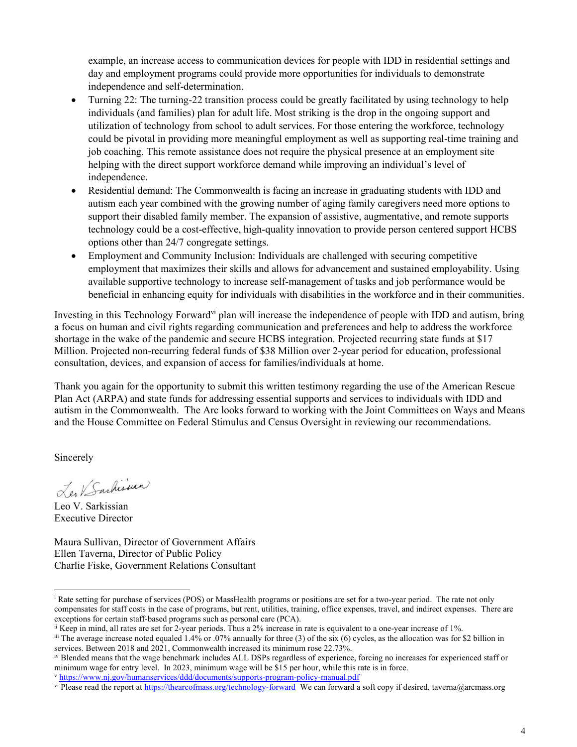example, an increase access to communication devices for people with IDD in residential settings and day and employment programs could provide more opportunities for individuals to demonstrate independence and self-determination.

- Turning 22: The turning-22 transition process could be greatly facilitated by using technology to help individuals (and families) plan for adult life. Most striking is the drop in the ongoing support and utilization of technology from school to adult services. For those entering the workforce, technology could be pivotal in providing more meaningful employment as well as supporting real-time training and job coaching. This remote assistance does not require the physical presence at an employment site helping with the direct support workforce demand while improving an individual's level of independence.
- Residential demand: The Commonwealth is facing an increase in graduating students with IDD and autism each year combined with the growing number of aging family caregivers need more options to support their disabled family member. The expansion of assistive, augmentative, and remote supports technology could be a cost-effective, high-quality innovation to provide person centered support HCBS options other than 24/7 congregate settings.
- Employment and Community Inclusion: Individuals are challenged with securing competitive employment that maximizes their skills and allows for advancement and sustained employability. Using available supportive technology to increase self-management of tasks and job performance would be beneficial in enhancing equity for individuals with disabilities in the workforce and in their communities.

Investing in this Technology Forward[vi] plan will increase the independence of people with IDD and autism, bring a focus on human and civil rights regarding communication and preferences and help to address the workforce shortage in the wake of the pandemic and secure HCBS integration. Projected recurring state funds at $17 Million. Projected non-recurring federal funds of $38 Million over 2-year period for education, professional consultation, devices, and expansion of access for families/individuals at home.

Thank you again for the opportunity to submit this written testimony regarding the use of the American Rescue Plan Act (ARPA) and state funds for addressing essential supports and services to individuals with IDD and autism in the Commonwealth. The Arc looks forward to working with the Joint Committees on Ways and Means and the House Committee on Federal Stimulus and Census Oversight in reviewing our recommendations.

Sincerely

Leo V. Sarkissian
Executive Director

Maura Sullivan, Director of Government Affairs
Ellen Taverna, Director of Public Policy
Charlie Fiske, Government Relations Consultant

---

[i] Rate setting for purchase of services (POS) or MassHealth programs or positions are set for a two-year period. The rate not only compensates for staff costs in the case of programs, but rent, utilities, training, office expenses, travel, and indirect expenses. There are exceptions for certain staff-based programs such as personal care (PCA).

[ii] Keep in mind, all rates are set for 2-year periods. Thus a 2% increase in rate is equivalent to a one-year increase of 1%.

[iii] The average increase noted equaled 1.4% or .07% annually for three (3) of the six (6) cycles, as the allocation was for $2 billion in services. Between 2018 and 2021, Commonwealth increased its minimum rose 22.73%.

[iv] Blended means that the wage benchmark includes ALL DSPs regardless of experience, forcing no increases for experienced staff or minimum wage for entry level. In 2023, minimum wage will be $15 per hour, while this rate is in force.

[v] https://www.nj.gov/humanservices/ddd/documents/supports-program-policy-manual.pdf

[vi] Please read the report at https://thearcofmass.org/technology-forward We can forward a soft copy if desired, taverna@arcmass.org